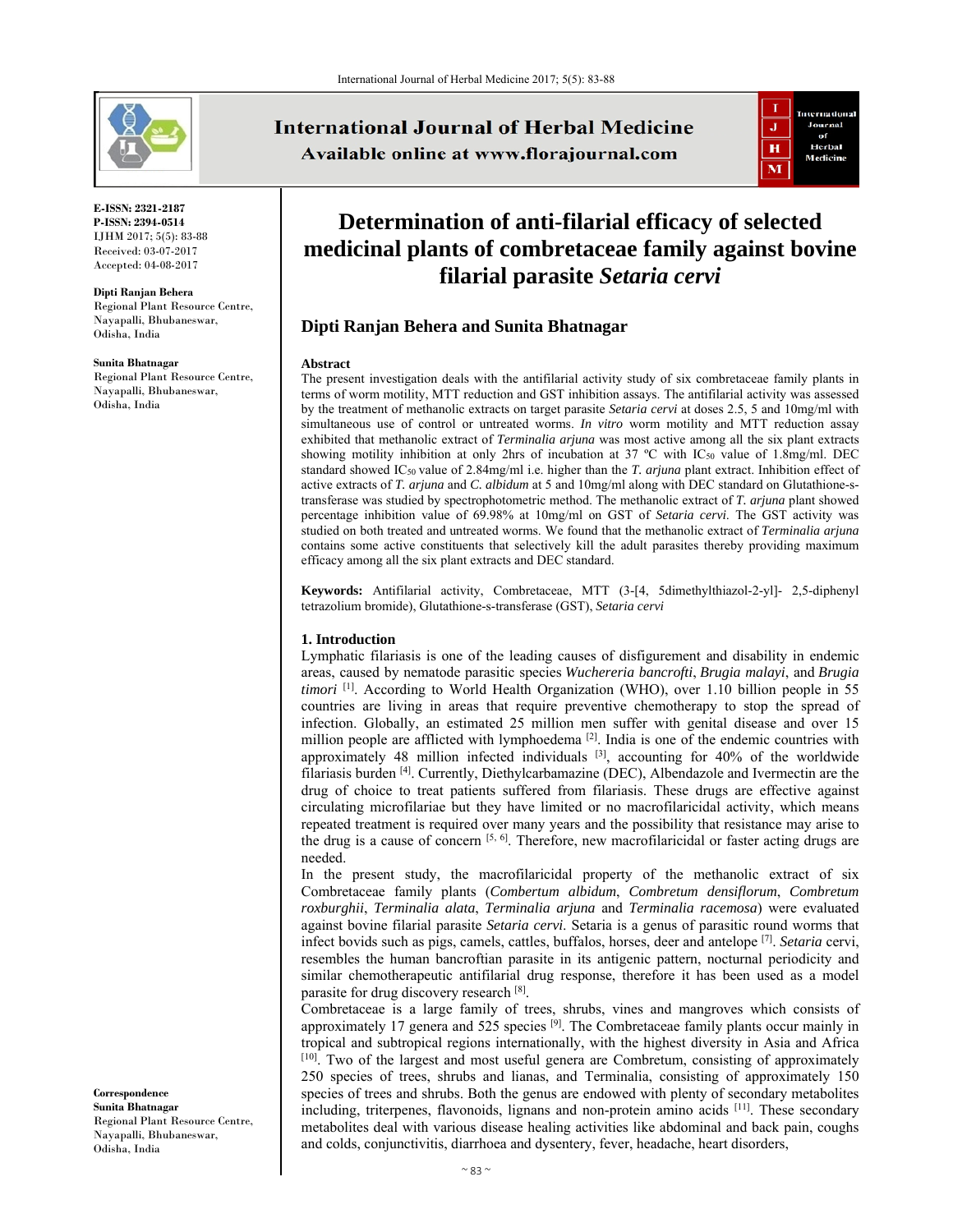E-ISSN: 2321-2187
P-ISSN: 2394-0514
IJHM 2017; 5(5): 83-88
Received: 03-07-2017
Accepted: 04-08-2017

**Dipti Ranjan Behera**
Regional Plant Resource Centre, Nayapalli, Bhubaneswar, Odisha, India

**Sunita Bhatnagar**
Regional Plant Resource Centre, Nayapalli, Bhubaneswar, Odisha, India

**Correspondence**
**Sunita Bhatnagar**
Regional Plant Resource Centre, Nayapalli, Bhubaneswar, Odisha, India

# Determination of anti-filarial efficacy of selected medicinal plants of combretaceae family against bovine filarial parasite *Setaria cervi*

## Dipti Ranjan Behera and Sunita Bhatnagar

### Abstract

The present investigation deals with the antifilarial activity study of six combretaceae family plants in terms of worm motility, MTT reduction and GST inhibition assays. The antifilarial activity was assessed by the treatment of methanolic extracts on target parasite *Setaria cervi* at doses 2.5, 5 and 10mg/ml with simultaneous use of control or untreated worms. *In vitro* worm motility and MTT reduction assay exhibited that methanolic extract of *Terminalia arjuna* was most active among all the six plant extracts showing motility inhibition at only 2hrs of incubation at 37 ºC with $IC_{50}$ value of 1.8mg/ml. DEC standard showed $IC_{50}$ value of 2.84mg/ml i.e. higher than the *T. arjuna* plant extract. Inhibition effect of active extracts of *T. arjuna* and *C. albidum* at 5 and 10mg/ml along with DEC standard on Glutathione-s-transferase was studied by spectrophotometric method. The methanolic extract of *T. arjuna* plant showed percentage inhibition value of 69.98% at 10mg/ml on GST of *Setaria cervi*. The GST activity was studied on both treated and untreated worms. We found that the methanolic extract of *Terminalia arjuna* contains some active constituents that selectively kill the adult parasites thereby providing maximum efficacy among all the six plant extracts and DEC standard.

**Keywords:** Antifilarial activity, Combretaceae, MTT (3-[4, 5dimethylthiazol-2-yl]- 2,5-diphenyl tetrazolium bromide), Glutathione-s-transferase (GST), *Setaria cervi*

### 1. Introduction

Lymphatic filariasis is one of the leading causes of disfigurement and disability in endemic areas, caused by nematode parasitic species *Wuchereria bancrofti*, *Brugia malayi*, and *Brugia timori* [1]. According to World Health Organization (WHO), over 1.10 billion people in 55 countries are living in areas that require preventive chemotherapy to stop the spread of infection. Globally, an estimated 25 million men suffer with genital disease and over 15 million people are afflicted with lymphoedema [2]. India is one of the endemic countries with approximately 48 million infected individuals [3], accounting for 40% of the worldwide filariasis burden [4]. Currently, Diethylcarbamazine (DEC), Albendazole and Ivermectin are the drug of choice to treat patients suffered from filariasis. These drugs are effective against circulating microfilariae but they have limited or no macrofilaricidal activity, which means repeated treatment is required over many years and the possibility that resistance may arise to the drug is a cause of concern [5, 6]. Therefore, new macrofilaricidal or faster acting drugs are needed.

In the present study, the macrofilaricidal property of the methanolic extract of six Combretaceae family plants (*Combertum albidum*, *Combretum densiflorum*, *Combretum roxburghii*, *Terminalia alata*, *Terminalia arjuna* and *Terminalia racemosa*) were evaluated against bovine filarial parasite *Setaria cervi*. Setaria is a genus of parasitic round worms that infect bovids such as pigs, camels, cattles, buffalos, horses, deer and antelope [7]. *Setaria* cervi, resembles the human bancroftian parasite in its antigenic pattern, nocturnal periodicity and similar chemotherapeutic antifilarial drug response, therefore it has been used as a model parasite for drug discovery research [8].

Combretaceae is a large family of trees, shrubs, vines and mangroves which consists of approximately 17 genera and 525 species [9]. The Combretaceae family plants occur mainly in tropical and subtropical regions internationally, with the highest diversity in Asia and Africa [10]. Two of the largest and most useful genera are Combretum, consisting of approximately 250 species of trees, shrubs and lianas, and Terminalia, consisting of approximately 150 species of trees and shrubs. Both the genus are endowed with plenty of secondary metabolites including, triterpenes, flavonoids, lignans and non-protein amino acids [11]. These secondary metabolites deal with various disease healing activities like abdominal and back pain, coughs and colds, conjunctivitis, diarrhoea and dysentery, fever, headache, heart disorders,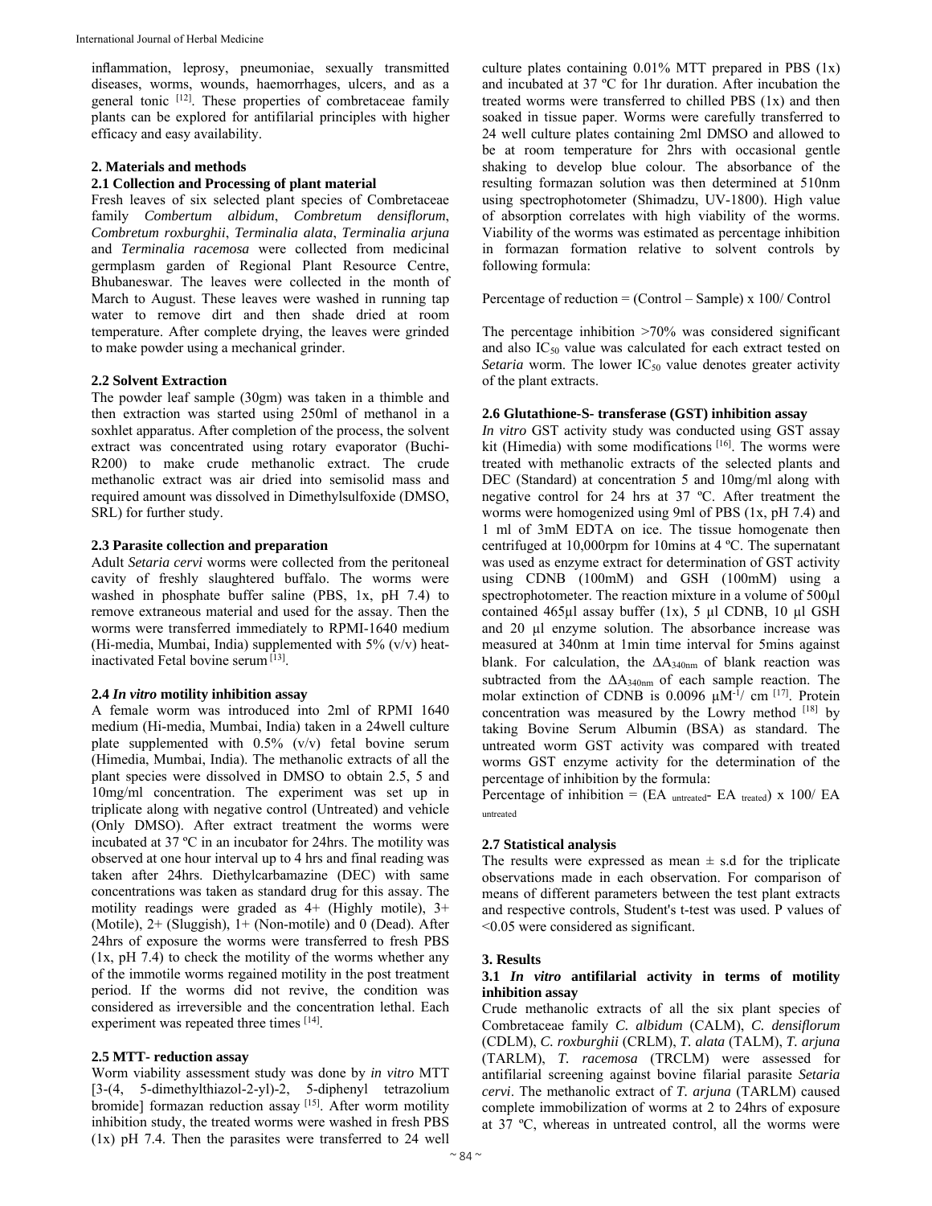inflammation, leprosy, pneumoniae, sexually transmitted diseases, worms, wounds, haemorrhages, ulcers, and as a general tonic [12]. These properties of combretaceae family plants can be explored for antifilarial principles with higher efficacy and easy availability.

## 2. Materials and methods

### 2.1 Collection and Processing of plant material

Fresh leaves of six selected plant species of Combretaceae family *Combertum albidum*, *Combretum densiflorum*, *Combretum roxburghii*, *Terminalia alata*, *Terminalia arjuna* and *Terminalia racemosa* were collected from medicinal germplasm garden of Regional Plant Resource Centre, Bhubaneswar. The leaves were collected in the month of March to August. These leaves were washed in running tap water to remove dirt and then shade dried at room temperature. After complete drying, the leaves were grinded to make powder using a mechanical grinder.

### 2.2 Solvent Extraction

The powder leaf sample (30gm) was taken in a thimble and then extraction was started using 250ml of methanol in a soxhlet apparatus. After completion of the process, the solvent extract was concentrated using rotary evaporator (Buchi-R200) to make crude methanolic extract. The crude methanolic extract was air dried into semisolid mass and required amount was dissolved in Dimethylsulfoxide (DMSO, SRL) for further study.

### 2.3 Parasite collection and preparation

Adult *Setaria cervi* worms were collected from the peritoneal cavity of freshly slaughtered buffalo. The worms were washed in phosphate buffer saline (PBS, 1x, pH 7.4) to remove extraneous material and used for the assay. Then the worms were transferred immediately to RPMI-1640 medium (Hi-media, Mumbai, India) supplemented with 5% (v/v) heat-inactivated Fetal bovine serum [13].

### 2.4 *In vitro* motility inhibition assay

A female worm was introduced into 2ml of RPMI 1640 medium (Hi-media, Mumbai, India) taken in a 24well culture plate supplemented with 0.5% (v/v) fetal bovine serum (Himedia, Mumbai, India). The methanolic extracts of all the plant species were dissolved in DMSO to obtain 2.5, 5 and 10mg/ml concentration. The experiment was set up in triplicate along with negative control (Untreated) and vehicle (Only DMSO). After extract treatment the worms were incubated at 37 ºC in an incubator for 24hrs. The motility was observed at one hour interval up to 4 hrs and final reading was taken after 24hrs. Diethylcarbamazine (DEC) with same concentrations was taken as standard drug for this assay. The motility readings were graded as 4+ (Highly motile), 3+ (Motile), 2+ (Sluggish), 1+ (Non-motile) and 0 (Dead). After 24hrs of exposure the worms were transferred to fresh PBS (1x, pH 7.4) to check the motility of the worms whether any of the immotile worms regained motility in the post treatment period. If the worms did not revive, the condition was considered as irreversible and the concentration lethal. Each experiment was repeated three times [14].

### 2.5 MTT- reduction assay

Worm viability assessment study was done by *in vitro* MTT [3-(4, 5-dimethylthiazol-2-yl)-2, 5-diphenyl tetrazolium bromide] formazan reduction assay [15]. After worm motility inhibition study, the treated worms were washed in fresh PBS (1x) pH 7.4. Then the parasites were transferred to 24 well culture plates containing 0.01% MTT prepared in PBS (1x) and incubated at 37 ºC for 1hr duration. After incubation the treated worms were transferred to chilled PBS (1x) and then soaked in tissue paper. Worms were carefully transferred to 24 well culture plates containing 2ml DMSO and allowed to be at room temperature for 2hrs with occasional gentle shaking to develop blue colour. The absorbance of the resulting formazan solution was then determined at 510nm using spectrophotometer (Shimadzu, UV-1800). High value of absorption correlates with high viability of the worms. Viability of the worms was estimated as percentage inhibition in formazan formation relative to solvent controls by following formula:

Percentage of reduction = (Control – Sample) x 100/ Control

The percentage inhibition >70% was considered significant and also $IC_{50}$ value was calculated for each extract tested on *Setaria* worm. The lower $IC_{50}$ value denotes greater activity of the plant extracts.

### 2.6 Glutathione-S- transferase (GST) inhibition assay

*In vitro* GST activity study was conducted using GST assay kit (Himedia) with some modifications [16]. The worms were treated with methanolic extracts of the selected plants and DEC (Standard) at concentration 5 and 10mg/ml along with negative control for 24 hrs at 37 ºC. After treatment the worms were homogenized using 9ml of PBS (1x, pH 7.4) and 1 ml of 3mM EDTA on ice. The tissue homogenate then centrifuged at 10,000rpm for 10mins at 4 ºC. The supernatant was used as enzyme extract for determination of GST activity using CDNB (100mM) and GSH (100mM) using a spectrophotometer. The reaction mixture in a volume of 500µl contained 465µl assay buffer (1x), 5 µl CDNB, 10 µl GSH and 20 µl enzyme solution. The absorbance increase was measured at 340nm at 1min time interval for 5mins against blank. For calculation, the $\Delta A_{340nm}$ of blank reaction was subtracted from the $\Delta A_{340nm}$ of each sample reaction. The molar extinction of CDNB is 0.0096 $\mu M^{-1}$/ cm [17]. Protein concentration was measured by the Lowry method [18] by taking Bovine Serum Albumin (BSA) as standard. The untreated worm GST activity was compared with treated worms GST enzyme activity for the determination of the percentage of inhibition by the formula:

Percentage of inhibition = ($EA_{untreated}$- $EA_{treated}$) x 100/ $EA_{untreated}$

### 2.7 Statistical analysis

The results were expressed as mean ± s.d for the triplicate observations made in each observation. For comparison of means of different parameters between the test plant extracts and respective controls, Student's t-test was used. P values of <0.05 were considered as significant.

## 3. Results

### 3.1 *In vitro* antifilarial activity in terms of motility inhibition assay

Crude methanolic extracts of all the six plant species of Combretaceae family *C. albidum* (CALM), *C. densiflorum* (CDLM), *C. roxburghii* (CRLM), *T. alata* (TALM), *T. arjuna* (TARLM), *T. racemosa* (TRCLM) were assessed for antifilarial screening against bovine filarial parasite *Setaria cervi*. The methanolic extract of *T. arjuna* (TARLM) caused complete immobilization of worms at 2 to 24hrs of exposure at 37 ºC, whereas in untreated control, all the worms were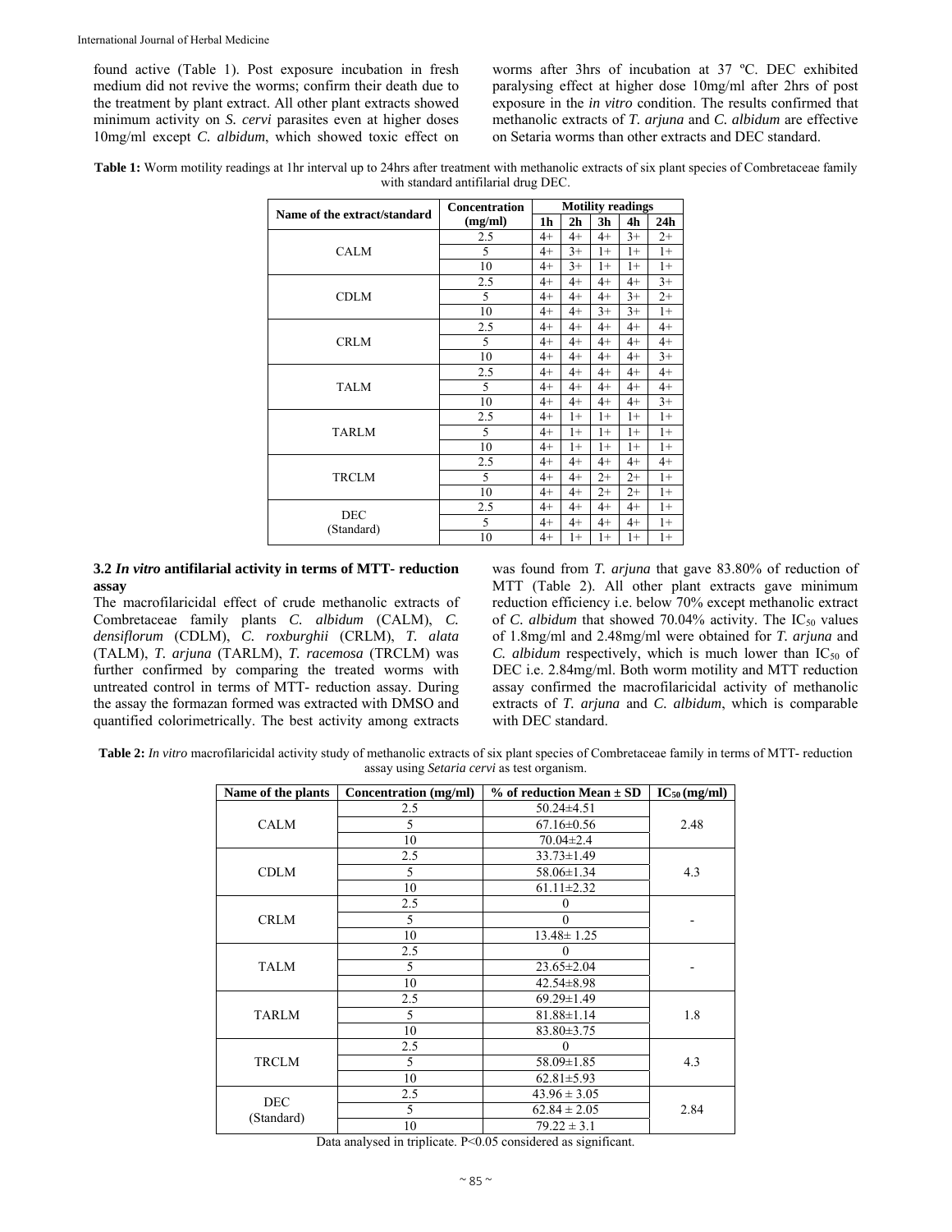found active (Table 1). Post exposure incubation in fresh medium did not revive the worms; confirm their death due to the treatment by plant extract. All other plant extracts showed minimum activity on *S. cervi* parasites even at higher doses 10mg/ml except *C. albidum*, which showed toxic effect on worms after 3hrs of incubation at 37 ºC. DEC exhibited paralysing effect at higher dose 10mg/ml after 2hrs of post exposure in the *in vitro* condition. The results confirmed that methanolic extracts of *T. arjuna* and *C. albidum* are effective on Setaria worms than other extracts and DEC standard.

**Table 1:** Worm motility readings at 1hr interval up to 24hrs after treatment with methanolic extracts of six plant species of Combretaceae family with standard antifilarial drug DEC.

| Name of the extract/standard | Concentration (mg/ml) | Motility readings | | | | |
|---|---|---|---|---|---|---|
| | | 1h | 2h | 3h | 4h | 24h |
| CALM | 2.5 | 4+ | 4+ | 4+ | 3+ | 2+ |
| | 5 | 4+ | 3+ | 1+ | 1+ | 1+ |
| | 10 | 4+ | 3+ | 1+ | 1+ | 1+ |
| CDLM | 2.5 | 4+ | 4+ | 4+ | 4+ | 3+ |
| | 5 | 4+ | 4+ | 4+ | 3+ | 2+ |
| | 10 | 4+ | 4+ | 3+ | 3+ | 1+ |
| CRLM | 2.5 | 4+ | 4+ | 4+ | 4+ | 4+ |
| | 5 | 4+ | 4+ | 4+ | 4+ | 4+ |
| | 10 | 4+ | 4+ | 4+ | 4+ | 3+ |
| TALM | 2.5 | 4+ | 4+ | 4+ | 4+ | 4+ |
| | 5 | 4+ | 4+ | 4+ | 4+ | 4+ |
| | 10 | 4+ | 4+ | 4+ | 4+ | 3+ |
| TARLM | 2.5 | 4+ | 1+ | 1+ | 1+ | 1+ |
| | 5 | 4+ | 1+ | 1+ | 1+ | 1+ |
| | 10 | 4+ | 1+ | 1+ | 1+ | 1+ |
| TRCLM | 2.5 | 4+ | 4+ | 4+ | 4+ | 4+ |
| | 5 | 4+ | 4+ | 2+ | 2+ | 1+ |
| | 10 | 4+ | 4+ | 2+ | 2+ | 1+ |
| DEC (Standard) | 2.5 | 4+ | 4+ | 4+ | 4+ | 1+ |
| | 5 | 4+ | 4+ | 4+ | 4+ | 1+ |
| | 10 | 4+ | 1+ | 1+ | 1+ | 1+ |

### 3.2 *In vitro* antifilarial activity in terms of MTT- reduction assay

The macrofilaricidal effect of crude methanolic extracts of Combretaceae family plants *C. albidum* (CALM), *C. densiflorum* (CDLM), *C. roxburghii* (CRLM), *T. alata* (TALM), *T. arjuna* (TARLM), *T. racemosa* (TRCLM) was further confirmed by comparing the treated worms with untreated control in terms of MTT- reduction assay. During the assay the formazan formed was extracted with DMSO and quantified colorimetrically. The best activity among extracts was found from *T. arjuna* that gave 83.80% of reduction of MTT (Table 2). All other plant extracts gave minimum reduction efficiency i.e. below 70% except methanolic extract of *C. albidum* that showed 70.04% activity. The $IC_{50}$ values of 1.8mg/ml and 2.48mg/ml were obtained for *T. arjuna* and *C. albidum* respectively, which is much lower than $IC_{50}$ of DEC i.e. 2.84mg/ml. Both worm motility and MTT reduction assay confirmed the macrofilaricidal activity of methanolic extracts of *T. arjuna* and *C. albidum*, which is comparable with DEC standard.

**Table 2:** *In vitro* macrofilaricidal activity study of methanolic extracts of six plant species of Combretaceae family in terms of MTT- reduction assay using *Setaria cervi* as test organism.

| Name of the plants | Concentration (mg/ml) | % of reduction Mean ± SD | $IC_{50}$ (mg/ml) |
|---|---|---|---|
| CALM | 2.5 | 50.24±4.51 | 2.48 |
| | 5 | 67.16±0.56 | |
| | 10 | 70.04±2.4 | |
| CDLM | 2.5 | 33.73±1.49 | 4.3 |
| | 5 | 58.06±1.34 | |
| | 10 | 61.11±2.32 | |
| CRLM | 2.5 | 0 | - |
| | 5 | 0 | |
| | 10 | 13.48± 1.25 | |
| TALM | 2.5 | 0 | - |
| | 5 | 23.65±2.04 | |
| | 10 | 42.54±8.98 | |
| TARLM | 2.5 | 69.29±1.49 | 1.8 |
| | 5 | 81.88±1.14 | |
| | 10 | 83.80±3.75 | |
| TRCLM | 2.5 | 0 | 4.3 |
| | 5 | 58.09±1.85 | |
| | 10 | 62.81±5.93 | |
| DEC (Standard) | 2.5 | 43.96 ± 3.05 | 2.84 |
| | 5 | 62.84 ± 2.05 | |
| | 10 | 79.22 ± 3.1 | |

Data analysed in triplicate. $P<0.05$ considered as significant.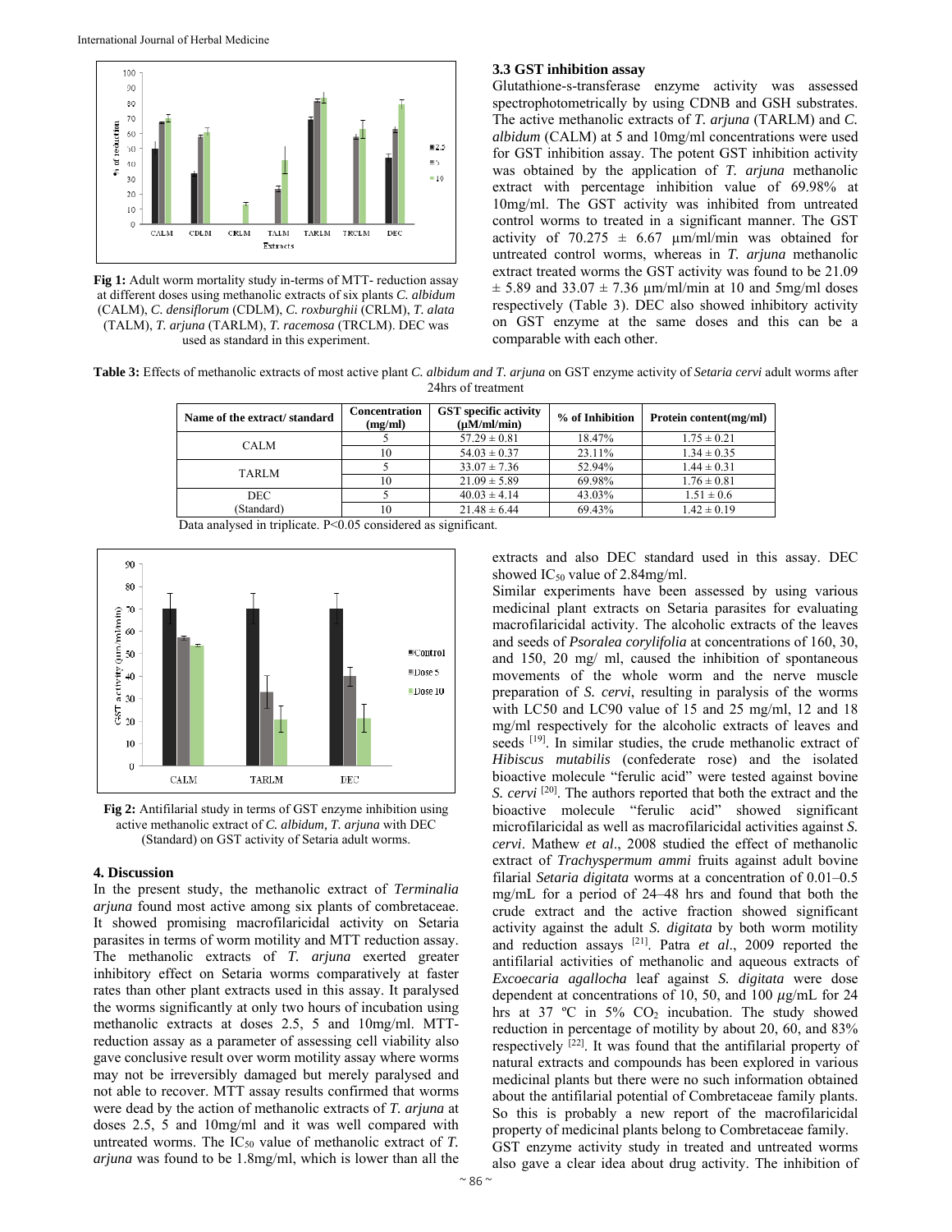**Fig 1:** Adult worm mortality study in-terms of MTT- reduction assay at different doses using methanolic extracts of six plants *C. albidum* (CALM), *C. densiflorum* (CDLM), *C. roxburghii* (CRLM), *T. alata* (TALM), *T. arjuna* (TARLM), *T. racemosa* (TRCLM). DEC was used as standard in this experiment.

### 3.3 GST inhibition assay

Glutathione-s-transferase enzyme activity was assessed spectrophotometrically by using CDNB and GSH substrates. The active methanolic extracts of *T. arjuna* (TARLM) and *C. albidum* (CALM) at 5 and 10mg/ml concentrations were used for GST inhibition assay. The potent GST inhibition activity was obtained by the application of *T. arjuna* methanolic extract with percentage inhibition value of 69.98% at 10mg/ml. The GST activity was inhibited from untreated control worms to treated in a significant manner. The GST activity of 70.275 ± 6.67 µm/ml/min was obtained for untreated control worms, whereas in *T. arjuna* methanolic extract treated worms the GST activity was found to be 21.09 ± 5.89 and 33.07 ± 7.36 µm/ml/min at 10 and 5mg/ml doses respectively (Table 3). DEC also showed inhibitory activity on GST enzyme at the same doses and this can be a comparable with each other.

**Table 3:** Effects of methanolic extracts of most active plant *C. albidum and T. arjuna* on GST enzyme activity of *Setaria cervi* adult worms after 24hrs of treatment

| Name of the extract/ standard | Concentration (mg/ml) | GST specific activity (µM/ml/min) | % of Inhibition | Protein content(mg/ml) |
|---|---|---|---|---|
| CALM | 5 | 57.29 ± 0.81 | 18.47% | 1.75 ± 0.21 |
| | 10 | 54.03 ± 0.37 | 23.11% | 1.34 ± 0.35 |
| TARLM | 5 | 33.07 ± 7.36 | 52.94% | 1.44 ± 0.31 |
| | 10 | 21.09 ± 5.89 | 69.98% | 1.76 ± 0.81 |
| DEC (Standard) | 5 | 40.03 ± 4.14 | 43.03% | 1.51 ± 0.6 |
| | 10 | 21.48 ± 6.44 | 69.43% | 1.42 ± 0.19 |

Data analysed in triplicate. $P<0.05$ considered as significant.

**Fig 2:** Antifilarial study in terms of GST enzyme inhibition using active methanolic extract of *C. albidum, T. arjuna* with DEC (Standard) on GST activity of Setaria adult worms.

## 4. Discussion

In the present study, the methanolic extract of *Terminalia arjuna* found most active among six plants of combretaceae. It showed promising macrofilaricidal activity on Setaria parasites in terms of worm motility and MTT reduction assay. The methanolic extracts of *T. arjuna* exerted greater inhibitory effect on Setaria worms comparatively at faster rates than other plant extracts used in this assay. It paralysed the worms significantly at only two hours of incubation using methanolic extracts at doses 2.5, 5 and 10mg/ml. MTT-reduction assay as a parameter of assessing cell viability also gave conclusive result over worm motility assay where worms may not be irreversibly damaged but merely paralysed and not able to recover. MTT assay results confirmed that worms were dead by the action of methanolic extracts of *T. arjuna* at doses 2.5, 5 and 10mg/ml and it was well compared with untreated worms. The $IC_{50}$ value of methanolic extract of *T. arjuna* was found to be 1.8mg/ml, which is lower than all the extracts and also DEC standard used in this assay. DEC showed $IC_{50}$ value of 2.84mg/ml.

Similar experiments have been assessed by using various medicinal plant extracts on Setaria parasites for evaluating macrofilaricidal activity. The alcoholic extracts of the leaves and seeds of *Psoralea corylifolia* at concentrations of 160, 30, and 150, 20 mg/ ml, caused the inhibition of spontaneous movements of the whole worm and the nerve muscle preparation of *S. cervi*, resulting in paralysis of the worms with LC50 and LC90 value of 15 and 25 mg/ml, 12 and 18 mg/ml respectively for the alcoholic extracts of leaves and seeds [19]. In similar studies, the crude methanolic extract of *Hibiscus mutabilis* (confederate rose) and the isolated bioactive molecule "ferulic acid" were tested against bovine *S. cervi* [20]. The authors reported that both the extract and the bioactive molecule "ferulic acid" showed significant microfilaricidal as well as macrofilaricidal activities against *S. cervi*. Mathew *et al*., 2008 studied the effect of methanolic extract of *Trachyspermum ammi* fruits against adult bovine filarial *Setaria digitata* worms at a concentration of 0.01–0.5 mg/mL for a period of 24–48 hrs and found that both the crude extract and the active fraction showed significant activity against the adult *S. digitata* by both worm motility and reduction assays [21]. Patra *et al*., 2009 reported the antifilarial activities of methanolic and aqueous extracts of *Excoecaria agallocha* leaf against *S. digitata* were dose dependent at concentrations of 10, 50, and 100 µg/mL for 24 hrs at 37 ºC in 5% $CO_2$ incubation. The study showed reduction in percentage of motility by about 20, 60, and 83% respectively [22]. It was found that the antifilarial property of natural extracts and compounds has been explored in various medicinal plants but there were no such information obtained about the antifilarial potential of Combretaceae family plants. So this is probably a new report of the macrofilaricidal property of medicinal plants belong to Combretaceae family.

GST enzyme activity study in treated and untreated worms also gave a clear idea about drug activity. The inhibition of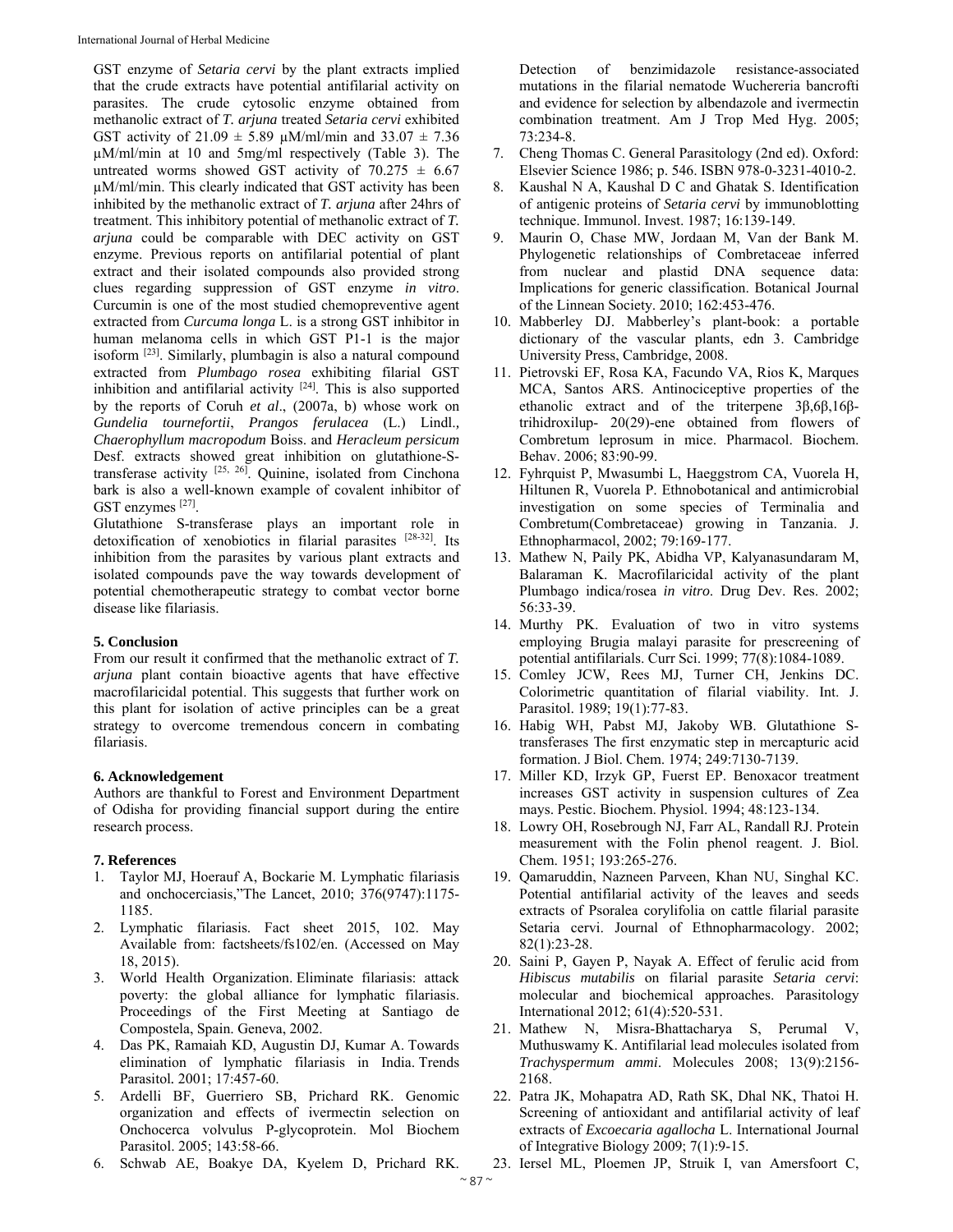GST enzyme of *Setaria cervi* by the plant extracts implied that the crude extracts have potential antifilarial activity on parasites. The crude cytosolic enzyme obtained from methanolic extract of *T. arjuna* treated *Setaria cervi* exhibited GST activity of 21.09 ± 5.89 μM/ml/min and 33.07 ± 7.36 μM/ml/min at 10 and 5mg/ml respectively (Table 3). The untreated worms showed GST activity of 70.275 ± 6.67 μM/ml/min. This clearly indicated that GST activity has been inhibited by the methanolic extract of *T. arjuna* after 24hrs of treatment. This inhibitory potential of methanolic extract of *T. arjuna* could be comparable with DEC activity on GST enzyme. Previous reports on antifilarial potential of plant extract and their isolated compounds also provided strong clues regarding suppression of GST enzyme *in vitro*. Curcumin is one of the most studied chemopreventive agent extracted from *Curcuma longa* L. is a strong GST inhibitor in human melanoma cells in which GST P1-1 is the major isoform [23]. Similarly, plumbagin is also a natural compound extracted from *Plumbago rosea* exhibiting filarial GST inhibition and antifilarial activity [24]. This is also supported by the reports of Coruh *et al*., (2007a, b) whose work on *Gundelia tournefortii*, *Prangos ferulacea* (L.) Lindl., *Chaerophyllum macropodum* Boiss. and *Heracleum persicum* Desf. extracts showed great inhibition on glutathione-S-transferase activity [25, 26]. Quinine, isolated from Cinchona bark is also a well-known example of covalent inhibitor of GST enzymes [27].

Glutathione S-transferase plays an important role in detoxification of xenobiotics in filarial parasites [28-32]. Its inhibition from the parasites by various plant extracts and isolated compounds pave the way towards development of potential chemotherapeutic strategy to combat vector borne disease like filariasis.

## 5. Conclusion

From our result it confirmed that the methanolic extract of *T. arjuna* plant contain bioactive agents that have effective macrofilaricidal potential. This suggests that further work on this plant for isolation of active principles can be a great strategy to overcome tremendous concern in combating filariasis.

## 6. Acknowledgement

Authors are thankful to Forest and Environment Department of Odisha for providing financial support during the entire research process.

## 7. References

1. Taylor MJ, Hoerauf A, Bockarie M. Lymphatic filariasis and onchocerciasis,"The Lancet, 2010; 376(9747):1175-1185.
2. Lymphatic filariasis. Fact sheet 2015, 102. May Available from: factsheets/fs102/en. (Accessed on May 18, 2015).
3. World Health Organization. Eliminate filariasis: attack poverty: the global alliance for lymphatic filariasis. Proceedings of the First Meeting at Santiago de Compostela, Spain. Geneva, 2002.
4. Das PK, Ramaiah KD, Augustin DJ, Kumar A. Towards elimination of lymphatic filariasis in India. Trends Parasitol. 2001; 17:457-60.
5. Ardelli BF, Guerriero SB, Prichard RK. Genomic organization and effects of ivermectin selection on Onchocerca volvulus P-glycoprotein. Mol Biochem Parasitol. 2005; 143:58-66.
6. Schwab AE, Boakye DA, Kyelem D, Prichard RK. Detection of benzimidazole resistance-associated mutations in the filarial nematode Wuchereria bancrofti and evidence for selection by albendazole and ivermectin combination treatment. Am J Trop Med Hyg. 2005; 73:234-8.
7. Cheng Thomas C. General Parasitology (2nd ed). Oxford: Elsevier Science 1986; p. 546. ISBN 978-0-3231-4010-2.
8. Kaushal N A, Kaushal D C and Ghatak S. Identification of antigenic proteins of *Setaria cervi* by immunoblotting technique. Immunol. Invest. 1987; 16:139-149.
9. Maurin O, Chase MW, Jordaan M, Van der Bank M. Phylogenetic relationships of Combretaceae inferred from nuclear and plastid DNA sequence data: Implications for generic classification. Botanical Journal of the Linnean Society. 2010; 162:453-476.
10. Mabberley DJ. Mabberley's plant-book: a portable dictionary of the vascular plants, edn 3. Cambridge University Press, Cambridge, 2008.
11. Pietrovski EF, Rosa KA, Facundo VA, Rios K, Marques MCA, Santos ARS. Antinociceptive properties of the ethanolic extract and of the triterpene 3β,6β,16β-trihidroxilup- 20(29)-ene obtained from flowers of Combretum leprosum in mice. Pharmacol. Biochem. Behav. 2006; 83:90-99.
12. Fyhrquist P, Mwasumbi L, Haeggstrom CA, Vuorela H, Hiltunen R, Vuorela P. Ethnobotanical and antimicrobial investigation on some species of Terminalia and Combretum(Combretaceae) growing in Tanzania. J. Ethnopharmacol, 2002; 79:169-177.
13. Mathew N, Paily PK, Abidha VP, Kalyanasundaram M, Balaraman K. Macrofilaricidal activity of the plant Plumbago indica/rosea *in vitro*. Drug Dev. Res. 2002; 56:33-39.
14. Murthy PK. Evaluation of two in vitro systems employing Brugia malayi parasite for prescreening of potential antifilarials. Curr Sci. 1999; 77(8):1084-1089.
15. Comley JCW, Rees MJ, Turner CH, Jenkins DC. Colorimetric quantitation of filarial viability. Int. J. Parasitol. 1989; 19(1):77-83.
16. Habig WH, Pabst MJ, Jakoby WB. Glutathione S-transferases The first enzymatic step in mercapturic acid formation. J Biol. Chem. 1974; 249:7130-7139.
17. Miller KD, Irzyk GP, Fuerst EP. Benoxacor treatment increases GST activity in suspension cultures of Zea mays. Pestic. Biochem. Physiol. 1994; 48:123-134.
18. Lowry OH, Rosebrough NJ, Farr AL, Randall RJ. Protein measurement with the Folin phenol reagent. J. Biol. Chem. 1951; 193:265-276.
19. Qamaruddin, Nazneen Parveen, Khan NU, Singhal KC. Potential antifilarial activity of the leaves and seeds extracts of Psoralea corylifolia on cattle filarial parasite Setaria cervi. Journal of Ethnopharmacology. 2002; 82(1):23-28.
20. Saini P, Gayen P, Nayak A. Effect of ferulic acid from *Hibiscus mutabilis* on filarial parasite *Setaria cervi*: molecular and biochemical approaches. Parasitology International 2012; 61(4):520-531.
21. Mathew N, Misra-Bhattacharya S, Perumal V, Muthuswamy K. Antifilarial lead molecules isolated from *Trachyspermum ammi*. Molecules 2008; 13(9):2156-2168.
22. Patra JK, Mohapatra AD, Rath SK, Dhal NK, Thatoi H. Screening of antioxidant and antifilarial activity of leaf extracts of *Excoecaria agallocha* L. International Journal of Integrative Biology 2009; 7(1):9-15.
23. Iersel ML, Ploemen JP, Struik I, van Amersfoort C,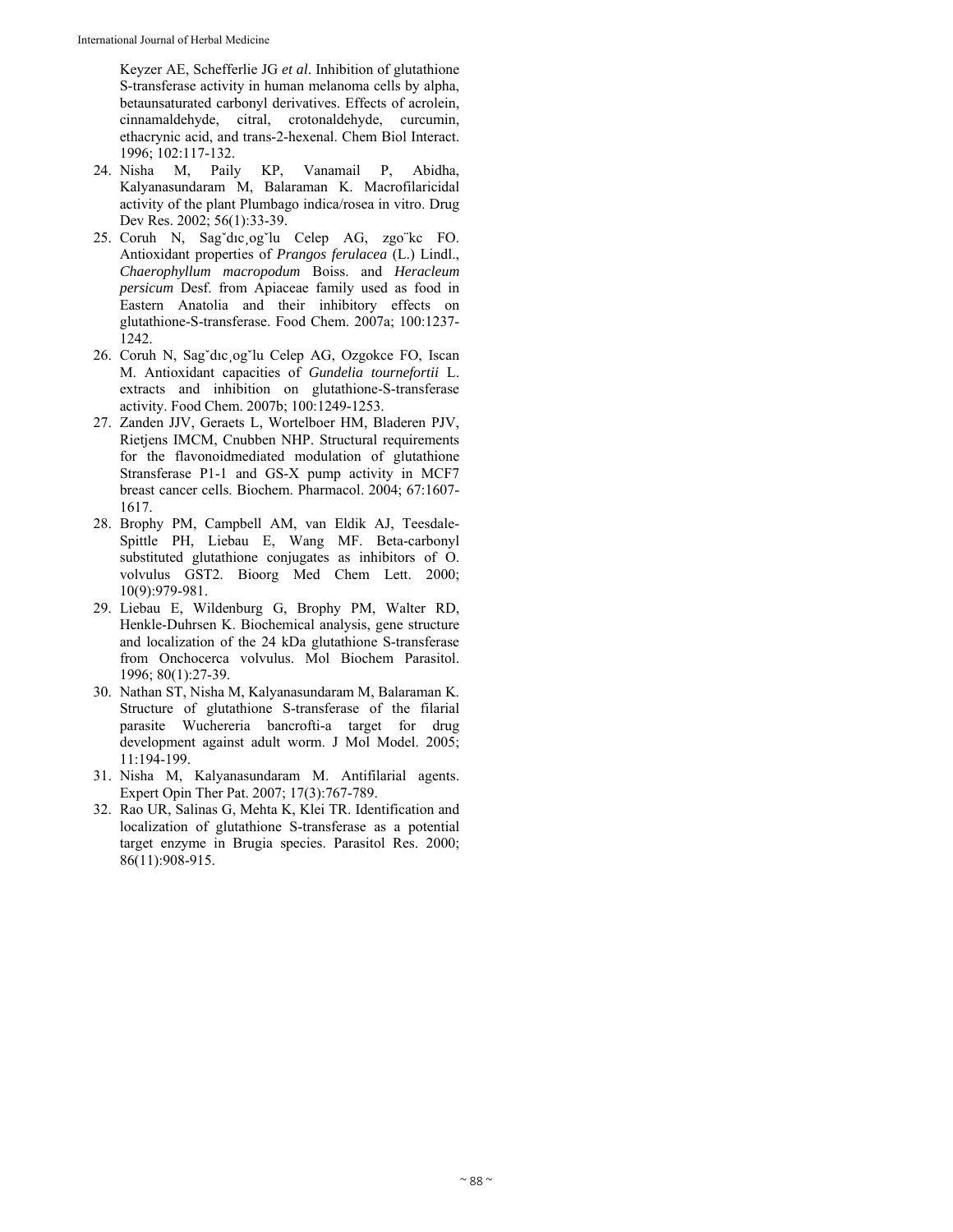Keyzer AE, Schefferlie JG *et al*. Inhibition of glutathione S-transferase activity in human melanoma cells by alpha, betaunsaturated carbonyl derivatives. Effects of acrolein, cinnamaldehyde, citral, crotonaldehyde, curcumin, ethacrynic acid, and trans-2-hexenal. Chem Biol Interact. 1996; 102:117-132.

24. Nisha M, Paily KP, Vanamail P, Abidha, Kalyanasundaram M, Balaraman K. Macrofilaricidal activity of the plant Plumbago indica/rosea in vitro. Drug Dev Res. 2002; 56(1):33-39.
25. Coruh N, Sagˇdıc¸ogˇlu Celep AG, zgo¨kc FO. Antioxidant properties of *Prangos ferulacea* (L.) Lindl., *Chaerophyllum macropodum* Boiss. and *Heracleum persicum* Desf. from Apiaceae family used as food in Eastern Anatolia and their inhibitory effects on glutathione-S-transferase. Food Chem. 2007a; 100:1237-1242.
26. Coruh N, Sagˇdıc¸ogˇlu Celep AG, Ozgokce FO, Iscan M. Antioxidant capacities of *Gundelia tournefortii* L. extracts and inhibition on glutathione-S-transferase activity. Food Chem. 2007b; 100:1249-1253.
27. Zanden JJV, Geraets L, Wortelboer HM, Bladeren PJV, Rietjens IMCM, Cnubben NHP. Structural requirements for the flavonoidmediated modulation of glutathione Stransferase P1-1 and GS-X pump activity in MCF7 breast cancer cells. Biochem. Pharmacol. 2004; 67:1607-1617.
28. Brophy PM, Campbell AM, van Eldik AJ, Teesdale-Spittle PH, Liebau E, Wang MF. Beta-carbonyl substituted glutathione conjugates as inhibitors of O. volvulus GST2. Bioorg Med Chem Lett. 2000; 10(9):979-981.
29. Liebau E, Wildenburg G, Brophy PM, Walter RD, Henkle-Duhrsen K. Biochemical analysis, gene structure and localization of the 24 kDa glutathione S-transferase from Onchocerca volvulus. Mol Biochem Parasitol. 1996; 80(1):27-39.
30. Nathan ST, Nisha M, Kalyanasundaram M, Balaraman K. Structure of glutathione S-transferase of the filarial parasite Wuchereria bancrofti-a target for drug development against adult worm. J Mol Model. 2005; 11:194-199.
31. Nisha M, Kalyanasundaram M. Antifilarial agents. Expert Opin Ther Pat. 2007; 17(3):767-789.
32. Rao UR, Salinas G, Mehta K, Klei TR. Identification and localization of glutathione S-transferase as a potential target enzyme in Brugia species. Parasitol Res. 2000; 86(11):908-915.